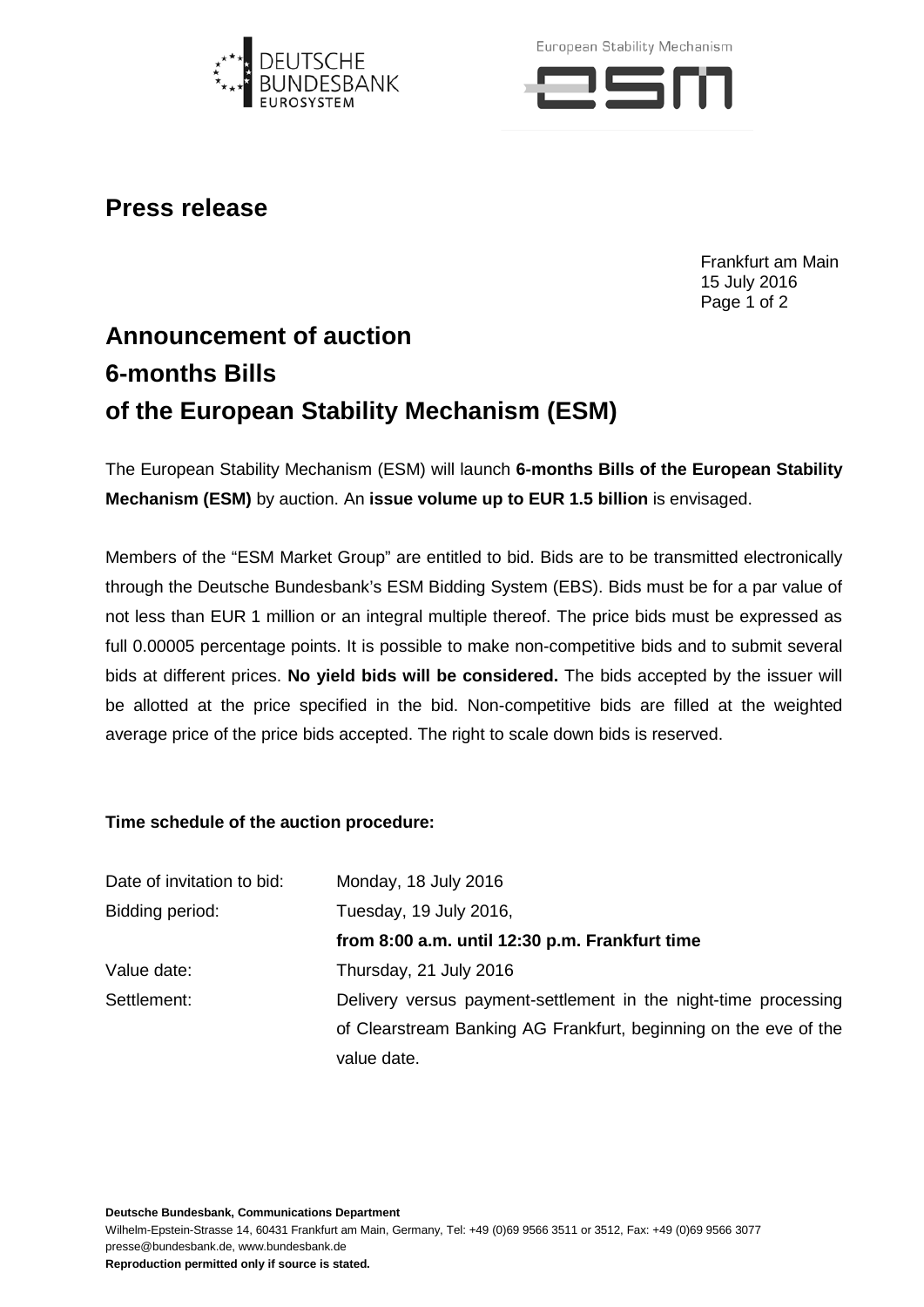# Press release

Frankfurt am Main
15 July 2016

## Announcement of auction
## 6-months Bills
## of the European Stability Mechanism (ESM)

The European Stability Mechanism (ESM) will launch **6-months Bills of the European Stability Mechanism (ESM)** by auction. An **issue volume up to EUR 1.5 billion** is envisaged.

Members of the "ESM Market Group" are entitled to bid. Bids are to be transmitted electronically through the Deutsche Bundesbank's ESM Bidding System (EBS). Bids must be for a par value of not less than EUR 1 million or an integral multiple thereof. The price bids must be expressed as full 0.00005 percentage points. It is possible to make non-competitive bids and to submit several bids at different prices. **No yield bids will be considered.** The bids accepted by the issuer will be allotted at the price specified in the bid. Non-competitive bids are filled at the weighted average price of the price bids accepted. The right to scale down bids is reserved.

**Time schedule of the auction procedure:**

| | |
|---|---|
| Date of invitation to bid: | Monday, 18 July 2016 |
| Bidding period: | Tuesday, 19 July 2016, **from 8:00 a.m. until 12:30 p.m. Frankfurt time** |
| Value date: | Thursday, 21 July 2016 |
| Settlement: | Delivery versus payment-settlement in the night-time processing of Clearstream Banking AG Frankfurt, beginning on the eve of the value date. |

**Deutsche Bundesbank, Communications Department**
Wilhelm-Epstein-Strasse 14, 60431 Frankfurt am Main, Germany, Tel: +49 (0)69 9566 3511 or 3512, Fax: +49 (0)69 9566 3077
presse@bundesbank.de, www.bundesbank.de
**Reproduction permitted only if source is stated.**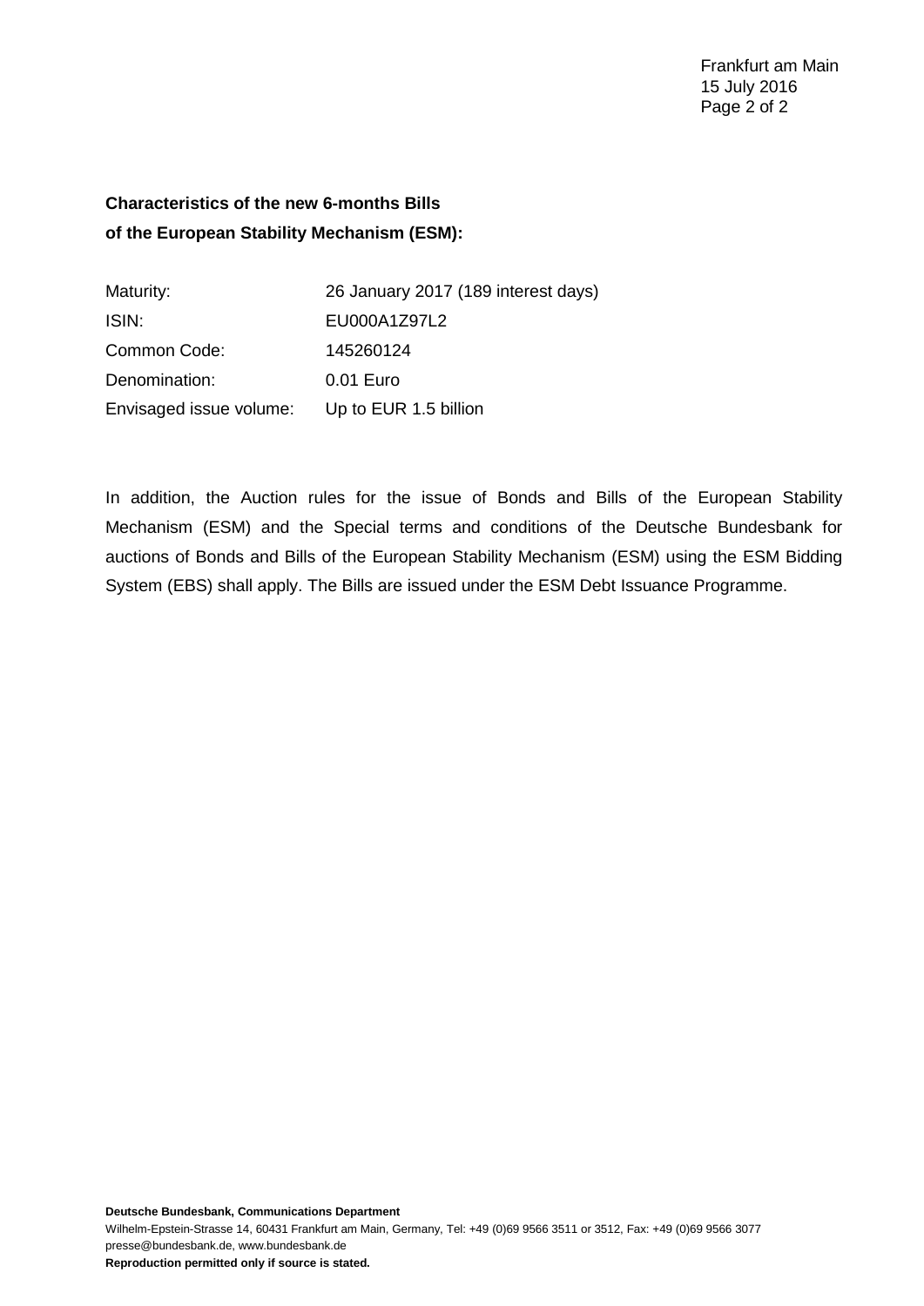**Characteristics of the new 6-months Bills of the European Stability Mechanism (ESM):**

| | |
|---|---|
| Maturity: | 26 January 2017 (189 interest days) |
| ISIN: | EU000A1Z97L2 |
| Common Code: | 145260124 |
| Denomination: | 0.01 Euro |
| Envisaged issue volume: | Up to EUR 1.5 billion |

In addition, the Auction rules for the issue of Bonds and Bills of the European Stability Mechanism (ESM) and the Special terms and conditions of the Deutsche Bundesbank for auctions of Bonds and Bills of the European Stability Mechanism (ESM) using the ESM Bidding System (EBS) shall apply. The Bills are issued under the ESM Debt Issuance Programme.